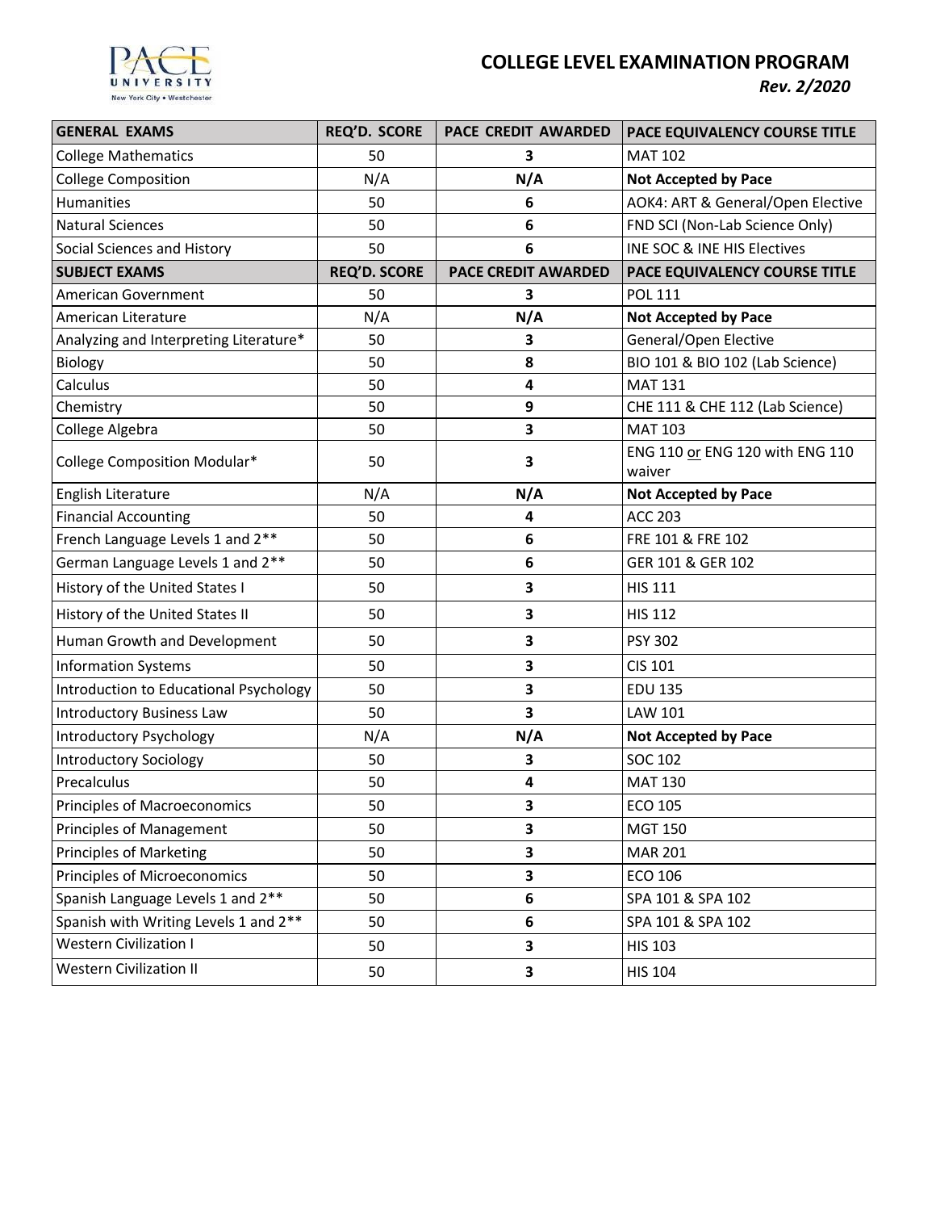# COLLEGE LEVEL EXAMINATION PROGRAM

***Rev. 2/2020***

| GENERAL EXAMS | REQ'D. SCORE | PACE CREDIT AWARDED | PACE EQUIVALENCY COURSE TITLE |
|---|---|---|---|
| College Mathematics | 50 | **3** | MAT 102 |
| College Composition | N/A | **N/A** | **Not Accepted by Pace** |
| Humanities | 50 | **6** | AOK4: ART & General/Open Elective |
| Natural Sciences | 50 | **6** | FND SCI (Non-Lab Science Only) |
| Social Sciences and History | 50 | **6** | INE SOC & INE HIS Electives |
| **SUBJECT EXAMS** | **REQ'D. SCORE** | **PACE CREDIT AWARDED** | **PACE EQUIVALENCY COURSE TITLE** |
| American Government | 50 | **3** | POL 111 |
| American Literature | N/A | **N/A** | **Not Accepted by Pace** |
| Analyzing and Interpreting Literature* | 50 | **3** | General/Open Elective |
| Biology | 50 | **8** | BIO 101 & BIO 102 (Lab Science) |
| Calculus | 50 | **4** | MAT 131 |
| Chemistry | 50 | **9** | CHE 111 & CHE 112 (Lab Science) |
| College Algebra | 50 | **3** | MAT 103 |
| College Composition Modular* | 50 | **3** | ENG 110 <u>or</u> ENG 120 with ENG 110 waiver |
| English Literature | N/A | **N/A** | **Not Accepted by Pace** |
| Financial Accounting | 50 | **4** | ACC 203 |
| French Language Levels 1 and 2** | 50 | **6** | FRE 101 & FRE 102 |
| German Language Levels 1 and 2** | 50 | **6** | GER 101 & GER 102 |
| History of the United States I | 50 | **3** | HIS 111 |
| History of the United States II | 50 | **3** | HIS 112 |
| Human Growth and Development | 50 | **3** | PSY 302 |
| Information Systems | 50 | **3** | CIS 101 |
| Introduction to Educational Psychology | 50 | **3** | EDU 135 |
| Introductory Business Law | 50 | **3** | LAW 101 |
| Introductory Psychology | N/A | **N/A** | **Not Accepted by Pace** |
| Introductory Sociology | 50 | **3** | SOC 102 |
| Precalculus | 50 | **4** | MAT 130 |
| Principles of Macroeconomics | 50 | **3** | ECO 105 |
| Principles of Management | 50 | **3** | MGT 150 |
| Principles of Marketing | 50 | **3** | MAR 201 |
| Principles of Microeconomics | 50 | **3** | ECO 106 |
| Spanish Language Levels 1 and 2** | 50 | **6** | SPA 101 & SPA 102 |
| Spanish with Writing Levels 1 and 2** | 50 | **6** | SPA 101 & SPA 102 |
| Western Civilization I | 50 | **3** | HIS 103 |
| Western Civilization II | 50 | **3** | HIS 104 |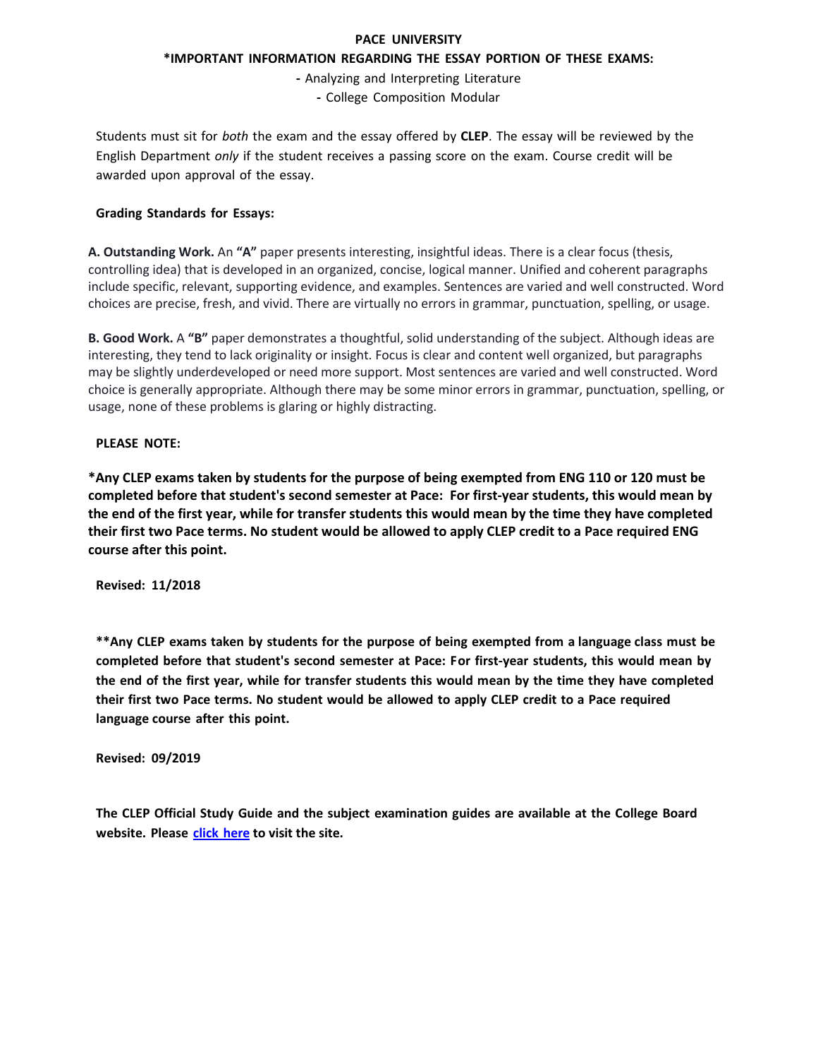**PACE UNIVERSITY**

**\*IMPORTANT INFORMATION REGARDING THE ESSAY PORTION OF THESE EXAMS:**

- Analyzing and Interpreting Literature
- College Composition Modular

Students must sit for *both* the exam and the essay offered by **CLEP**. The essay will be reviewed by the English Department *only* if the student receives a passing score on the exam. Course credit will be awarded upon approval of the essay.

**Grading Standards for Essays:**

**A. Outstanding Work.** An **"A"** paper presents interesting, insightful ideas. There is a clear focus (thesis, controlling idea) that is developed in an organized, concise, logical manner. Unified and coherent paragraphs include specific, relevant, supporting evidence, and examples. Sentences are varied and well constructed. Word choices are precise, fresh, and vivid. There are virtually no errors in grammar, punctuation, spelling, or usage.

**B. Good Work.** A **"B"** paper demonstrates a thoughtful, solid understanding of the subject. Although ideas are interesting, they tend to lack originality or insight. Focus is clear and content well organized, but paragraphs may be slightly underdeveloped or need more support. Most sentences are varied and well constructed. Word choice is generally appropriate. Although there may be some minor errors in grammar, punctuation, spelling, or usage, none of these problems is glaring or highly distracting.

**PLEASE NOTE:**

**\*Any CLEP exams taken by students for the purpose of being exempted from ENG 110 or 120 must be completed before that student's second semester at Pace: For first-year students, this would mean by the end of the first year, while for transfer students this would mean by the time they have completed their first two Pace terms. No student would be allowed to apply CLEP credit to a Pace required ENG course after this point.**

**Revised: 11/2018**

**\*\*Any CLEP exams taken by students for the purpose of being exempted from a language class must be completed before that student's second semester at Pace: For first-year students, this would mean by the end of the first year, while for transfer students this would mean by the time they have completed their first two Pace terms. No student would be allowed to apply CLEP credit to a Pace required language course after this point.**

**Revised: 09/2019**

**The CLEP Official Study Guide and the subject examination guides are available at the College Board website. Please click here to visit the site.**